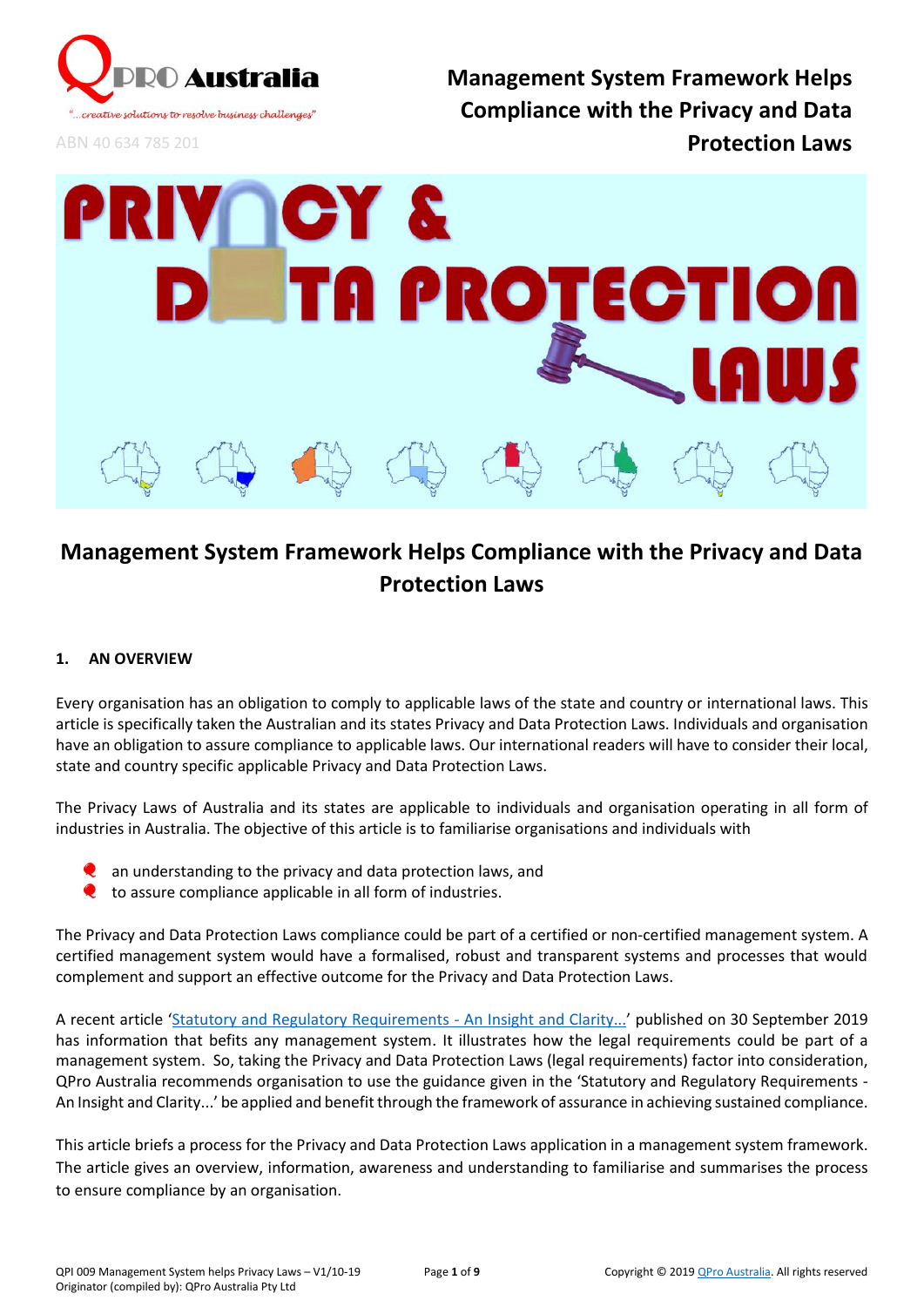# Management System Framework Helps Compliance with the Privacy and Data Protection Laws

## 1. AN OVERVIEW

Every organisation has an obligation to comply to applicable laws of the state and country or international laws. This article is specifically taken the Australian and its states Privacy and Data Protection Laws. Individuals and organisation have an obligation to assure compliance to applicable laws. Our international readers will have to consider their local, state and country specific applicable Privacy and Data Protection Laws.

The Privacy Laws of Australia and its states are applicable to individuals and organisation operating in all form of industries in Australia. The objective of this article is to familiarise organisations and individuals with

- an understanding to the privacy and data protection laws, and
- to assure compliance applicable in all form of industries.

The Privacy and Data Protection Laws compliance could be part of a certified or non-certified management system. A certified management system would have a formalised, robust and transparent systems and processes that would complement and support an effective outcome for the Privacy and Data Protection Laws.

A recent article '[Statutory and Regulatory Requirements - An Insight and Clarity...]' published on 30 September 2019 has information that befits any management system. It illustrates how the legal requirements could be part of a management system. So, taking the Privacy and Data Protection Laws (legal requirements) factor into consideration, QPro Australia recommends organisation to use the guidance given in the 'Statutory and Regulatory Requirements - An Insight and Clarity...' be applied and benefit through the framework of assurance in achieving sustained compliance.

This article briefs a process for the Privacy and Data Protection Laws application in a management system framework. The article gives an overview, information, awareness and understanding to familiarise and summarises the process to ensure compliance by an organisation.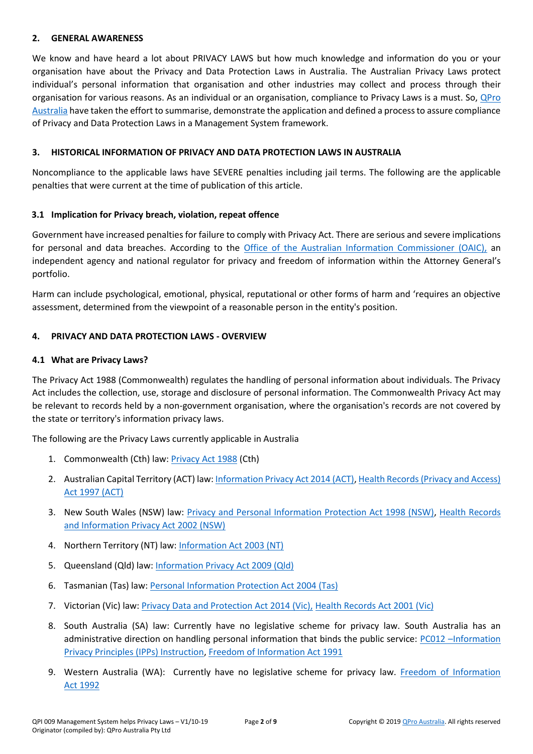## 2. GENERAL AWARENESS

We know and have heard a lot about PRIVACY LAWS but how much knowledge and information do you or your organisation have about the Privacy and Data Protection Laws in Australia. The Australian Privacy Laws protect individual's personal information that organisation and other industries may collect and process through their organisation for various reasons. As an individual or an organisation, compliance to Privacy Laws is a must. So, QPro Australia have taken the effort to summarise, demonstrate the application and defined a process to assure compliance of Privacy and Data Protection Laws in a Management System framework.

## 3. HISTORICAL INFORMATION OF PRIVACY AND DATA PROTECTION LAWS IN AUSTRALIA

Noncompliance to the applicable laws have SEVERE penalties including jail terms. The following are the applicable penalties that were current at the time of publication of this article.

### 3.1 Implication for Privacy breach, violation, repeat offence

Government have increased penalties for failure to comply with Privacy Act. There are serious and severe implications for personal and data breaches. According to the Office of the Australian Information Commissioner (OAIC), an independent agency and national regulator for privacy and freedom of information within the Attorney General's portfolio.

Harm can include psychological, emotional, physical, reputational or other forms of harm and 'requires an objective assessment, determined from the viewpoint of a reasonable person in the entity's position.

## 4. PRIVACY AND DATA PROTECTION LAWS - OVERVIEW

### 4.1 What are Privacy Laws?

The Privacy Act 1988 (Commonwealth) regulates the handling of personal information about individuals. The Privacy Act includes the collection, use, storage and disclosure of personal information. The Commonwealth Privacy Act may be relevant to records held by a non-government organisation, where the organisation's records are not covered by the state or territory's information privacy laws.

The following are the Privacy Laws currently applicable in Australia

1. Commonwealth (Cth) law: Privacy Act 1988 (Cth)
2. Australian Capital Territory (ACT) law: Information Privacy Act 2014 (ACT), Health Records (Privacy and Access) Act 1997 (ACT)
3. New South Wales (NSW) law: Privacy and Personal Information Protection Act 1998 (NSW), Health Records and Information Privacy Act 2002 (NSW)
4. Northern Territory (NT) law: Information Act 2003 (NT)
5. Queensland (Qld) law: Information Privacy Act 2009 (Qld)
6. Tasmanian (Tas) law: Personal Information Protection Act 2004 (Tas)
7. Victorian (Vic) law: Privacy Data and Protection Act 2014 (Vic), Health Records Act 2001 (Vic)
8. South Australia (SA) law: Currently have no legislative scheme for privacy law. South Australia has an administrative direction on handling personal information that binds the public service: PC012 –Information Privacy Principles (IPPs) Instruction, Freedom of Information Act 1991
9. Western Australia (WA): Currently have no legislative scheme for privacy law. Freedom of Information Act 1992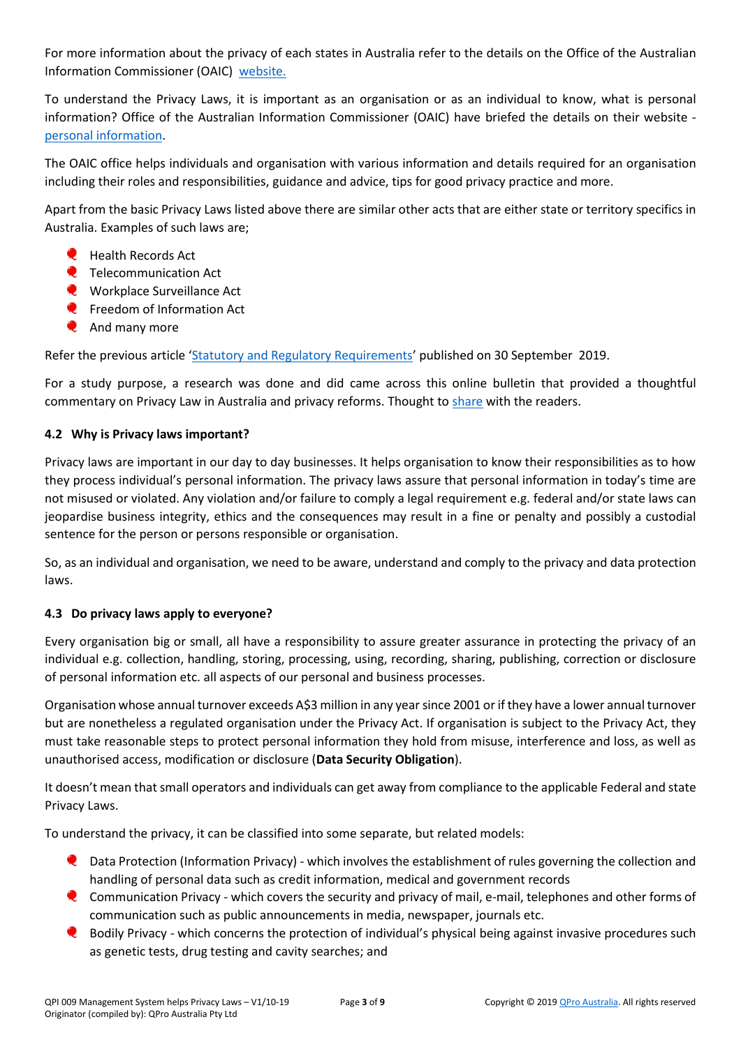For more information about the privacy of each states in Australia refer to the details on the Office of the Australian Information Commissioner (OAIC) website.

To understand the Privacy Laws, it is important as an organisation or as an individual to know, what is personal information? Office of the Australian Information Commissioner (OAIC) have briefed the details on their website - personal information.

The OAIC office helps individuals and organisation with various information and details required for an organisation including their roles and responsibilities, guidance and advice, tips for good privacy practice and more.

Apart from the basic Privacy Laws listed above there are similar other acts that are either state or territory specifics in Australia. Examples of such laws are;

- Health Records Act
- Telecommunication Act
- Workplace Surveillance Act
- Freedom of Information Act
- And many more

Refer the previous article 'Statutory and Regulatory Requirements' published on 30 September 2019.

For a study purpose, a research was done and did came across this online bulletin that provided a thoughtful commentary on Privacy Law in Australia and privacy reforms. Thought to share with the readers.

### 4.2 Why is Privacy laws important?

Privacy laws are important in our day to day businesses. It helps organisation to know their responsibilities as to how they process individual's personal information. The privacy laws assure that personal information in today's time are not misused or violated. Any violation and/or failure to comply a legal requirement e.g. federal and/or state laws can jeopardise business integrity, ethics and the consequences may result in a fine or penalty and possibly a custodial sentence for the person or persons responsible or organisation.

So, as an individual and organisation, we need to be aware, understand and comply to the privacy and data protection laws.

### 4.3 Do privacy laws apply to everyone?

Every organisation big or small, all have a responsibility to assure greater assurance in protecting the privacy of an individual e.g. collection, handling, storing, processing, using, recording, sharing, publishing, correction or disclosure of personal information etc. all aspects of our personal and business processes.

Organisation whose annual turnover exceeds A$3 million in any year since 2001 or if they have a lower annual turnover but are nonetheless a regulated organisation under the Privacy Act. If organisation is subject to the Privacy Act, they must take reasonable steps to protect personal information they hold from misuse, interference and loss, as well as unauthorised access, modification or disclosure (**Data Security Obligation**).

It doesn't mean that small operators and individuals can get away from compliance to the applicable Federal and state Privacy Laws.

To understand the privacy, it can be classified into some separate, but related models:

- Data Protection (Information Privacy) - which involves the establishment of rules governing the collection and handling of personal data such as credit information, medical and government records
- Communication Privacy - which covers the security and privacy of mail, e-mail, telephones and other forms of communication such as public announcements in media, newspaper, journals etc.
- Bodily Privacy - which concerns the protection of individual's physical being against invasive procedures such as genetic tests, drug testing and cavity searches; and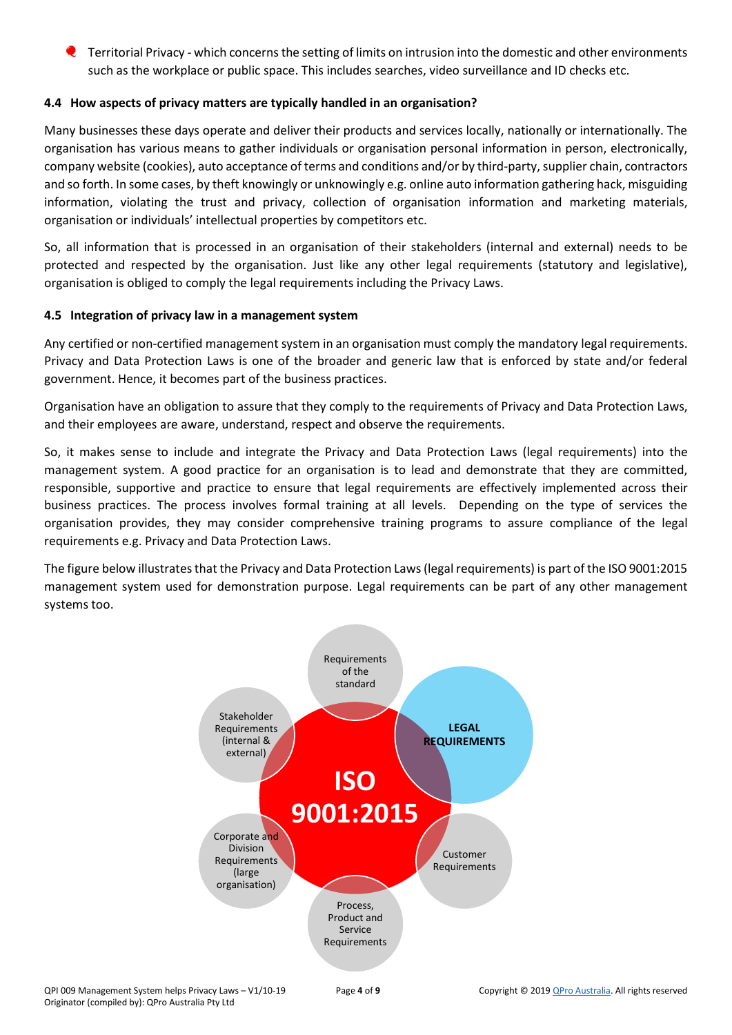- Territorial Privacy - which concerns the setting of limits on intrusion into the domestic and other environments such as the workplace or public space. This includes searches, video surveillance and ID checks etc.

### 4.4 How aspects of privacy matters are typically handled in an organisation?

Many businesses these days operate and deliver their products and services locally, nationally or internationally. The organisation has various means to gather individuals or organisation personal information in person, electronically, company website (cookies), auto acceptance of terms and conditions and/or by third-party, supplier chain, contractors and so forth. In some cases, by theft knowingly or unknowingly e.g. online auto information gathering hack, misguiding information, violating the trust and privacy, collection of organisation information and marketing materials, organisation or individuals' intellectual properties by competitors etc.

So, all information that is processed in an organisation of their stakeholders (internal and external) needs to be protected and respected by the organisation. Just like any other legal requirements (statutory and legislative), organisation is obliged to comply the legal requirements including the Privacy Laws.

### 4.5 Integration of privacy law in a management system

Any certified or non-certified management system in an organisation must comply the mandatory legal requirements. Privacy and Data Protection Laws is one of the broader and generic law that is enforced by state and/or federal government. Hence, it becomes part of the business practices.

Organisation have an obligation to assure that they comply to the requirements of Privacy and Data Protection Laws, and their employees are aware, understand, respect and observe the requirements.

So, it makes sense to include and integrate the Privacy and Data Protection Laws (legal requirements) into the management system. A good practice for an organisation is to lead and demonstrate that they are committed, responsible, supportive and practice to ensure that legal requirements are effectively implemented across their business practices. The process involves formal training at all levels. Depending on the type of services the organisation provides, they may consider comprehensive training programs to assure compliance of the legal requirements e.g. Privacy and Data Protection Laws.

The figure below illustrates that the Privacy and Data Protection Laws (legal requirements) is part of the ISO 9001:2015 management system used for demonstration purpose. Legal requirements can be part of any other management systems too.

ISO 9001:2015

Requirements of the standard

LEGAL REQUIREMENTS

Customer Requirements

Process, Product and Service Requirements

Corporate and Division Requirements (large organisation)

Stakeholder Requirements (internal & external)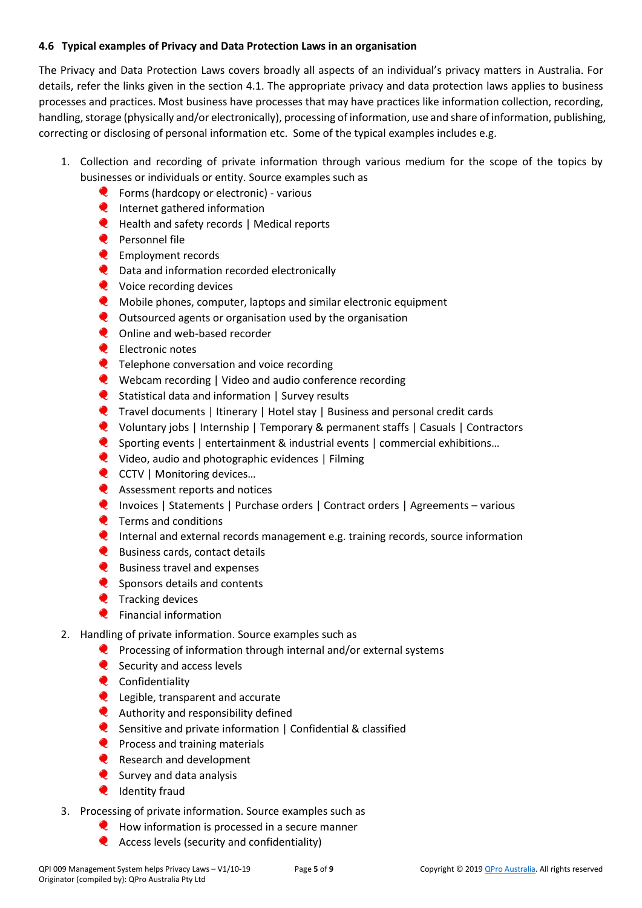#### 4.6 Typical examples of Privacy and Data Protection Laws in an organisation

The Privacy and Data Protection Laws covers broadly all aspects of an individual's privacy matters in Australia. For details, refer the links given in the section 4.1. The appropriate privacy and data protection laws applies to business processes and practices. Most business have processes that may have practices like information collection, recording, handling, storage (physically and/or electronically), processing of information, use and share of information, publishing, correcting or disclosing of personal information etc. Some of the typical examples includes e.g.

1. Collection and recording of private information through various medium for the scope of the topics by businesses or individuals or entity. Source examples such as
   - Forms (hardcopy or electronic) - various
   - Internet gathered information
   - Health and safety records | Medical reports
   - Personnel file
   - Employment records
   - Data and information recorded electronically
   - Voice recording devices
   - Mobile phones, computer, laptops and similar electronic equipment
   - Outsourced agents or organisation used by the organisation
   - Online and web-based recorder
   - Electronic notes
   - Telephone conversation and voice recording
   - Webcam recording | Video and audio conference recording
   - Statistical data and information | Survey results
   - Travel documents | Itinerary | Hotel stay | Business and personal credit cards
   - Voluntary jobs | Internship | Temporary & permanent staffs | Casuals | Contractors
   - Sporting events | entertainment & industrial events | commercial exhibitions…
   - Video, audio and photographic evidences | Filming
   - CCTV | Monitoring devices…
   - Assessment reports and notices
   - Invoices | Statements | Purchase orders | Contract orders | Agreements – various
   - Terms and conditions
   - Internal and external records management e.g. training records, source information
   - Business cards, contact details
   - Business travel and expenses
   - Sponsors details and contents
   - Tracking devices
   - Financial information
2. Handling of private information. Source examples such as
   - Processing of information through internal and/or external systems
   - Security and access levels
   - Confidentiality
   - Legible, transparent and accurate
   - Authority and responsibility defined
   - Sensitive and private information | Confidential & classified
   - Process and training materials
   - Research and development
   - Survey and data analysis
   - Identity fraud
3. Processing of private information. Source examples such as
   - How information is processed in a secure manner
   - Access levels (security and confidentiality)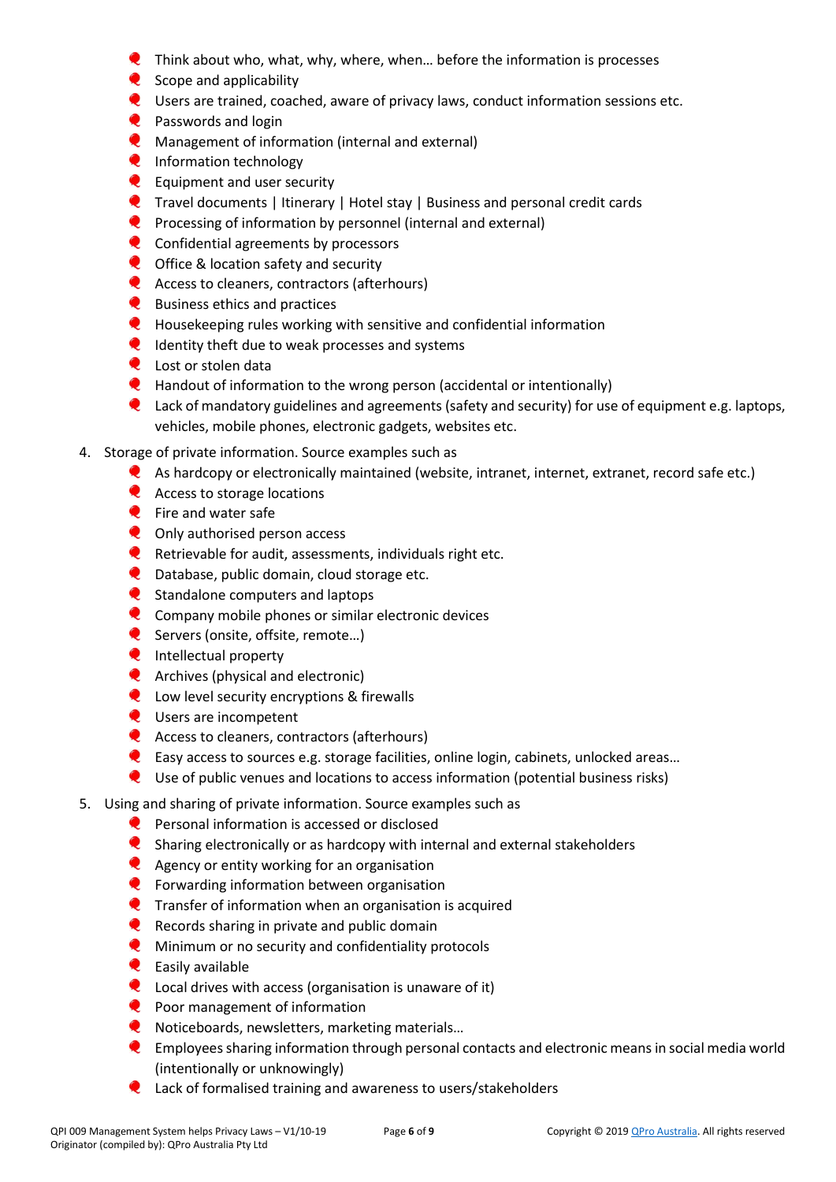- Think about who, what, why, where, when… before the information is processes
- Scope and applicability
- Users are trained, coached, aware of privacy laws, conduct information sessions etc.
- Passwords and login
- Management of information (internal and external)
- Information technology
- Equipment and user security
- Travel documents | Itinerary | Hotel stay | Business and personal credit cards
- Processing of information by personnel (internal and external)
- Confidential agreements by processors
- Office & location safety and security
- Access to cleaners, contractors (afterhours)
- Business ethics and practices
- Housekeeping rules working with sensitive and confidential information
- Identity theft due to weak processes and systems
- Lost or stolen data
- Handout of information to the wrong person (accidental or intentionally)
- Lack of mandatory guidelines and agreements (safety and security) for use of equipment e.g. laptops, vehicles, mobile phones, electronic gadgets, websites etc.

4. Storage of private information. Source examples such as
   - As hardcopy or electronically maintained (website, intranet, internet, extranet, record safe etc.)
   - Access to storage locations
   - Fire and water safe
   - Only authorised person access
   - Retrievable for audit, assessments, individuals right etc.
   - Database, public domain, cloud storage etc.
   - Standalone computers and laptops
   - Company mobile phones or similar electronic devices
   - Servers (onsite, offsite, remote…)
   - Intellectual property
   - Archives (physical and electronic)
   - Low level security encryptions & firewalls
   - Users are incompetent
   - Access to cleaners, contractors (afterhours)
   - Easy access to sources e.g. storage facilities, online login, cabinets, unlocked areas…
   - Use of public venues and locations to access information (potential business risks)
5. Using and sharing of private information. Source examples such as
   - Personal information is accessed or disclosed
   - Sharing electronically or as hardcopy with internal and external stakeholders
   - Agency or entity working for an organisation
   - Forwarding information between organisation
   - Transfer of information when an organisation is acquired
   - Records sharing in private and public domain
   - Minimum or no security and confidentiality protocols
   - Easily available
   - Local drives with access (organisation is unaware of it)
   - Poor management of information
   - Noticeboards, newsletters, marketing materials…
   - Employees sharing information through personal contacts and electronic means in social media world (intentionally or unknowingly)
   - Lack of formalised training and awareness to users/stakeholders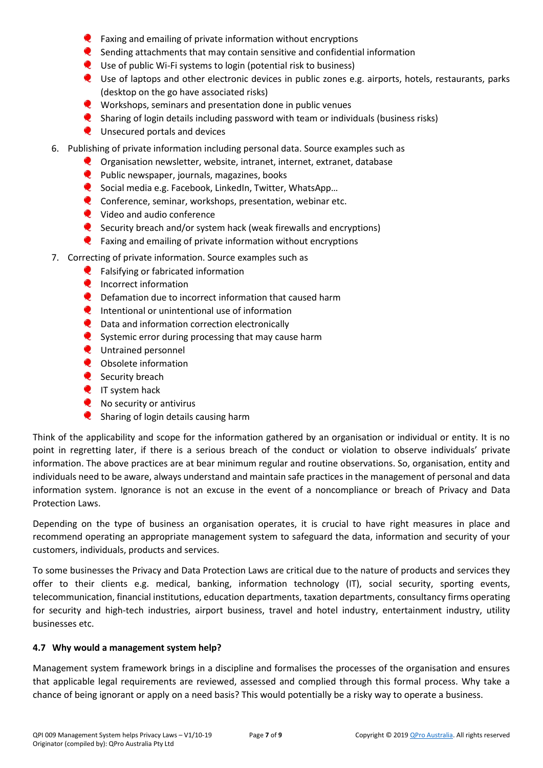- Faxing and emailing of private information without encryptions
- Sending attachments that may contain sensitive and confidential information
- Use of public Wi-Fi systems to login (potential risk to business)
- Use of laptops and other electronic devices in public zones e.g. airports, hotels, restaurants, parks (desktop on the go have associated risks)
- Workshops, seminars and presentation done in public venues
- Sharing of login details including password with team or individuals (business risks)
- Unsecured portals and devices

6. Publishing of private information including personal data. Source examples such as
    - Organisation newsletter, website, intranet, internet, extranet, database
    - Public newspaper, journals, magazines, books
    - Social media e.g. Facebook, LinkedIn, Twitter, WhatsApp…
    - Conference, seminar, workshops, presentation, webinar etc.
    - Video and audio conference
    - Security breach and/or system hack (weak firewalls and encryptions)
    - Faxing and emailing of private information without encryptions
7. Correcting of private information. Source examples such as
    - Falsifying or fabricated information
    - Incorrect information
    - Defamation due to incorrect information that caused harm
    - Intentional or unintentional use of information
    - Data and information correction electronically
    - Systemic error during processing that may cause harm
    - Untrained personnel
    - Obsolete information
    - Security breach
    - IT system hack
    - No security or antivirus
    - Sharing of login details causing harm

Think of the applicability and scope for the information gathered by an organisation or individual or entity. It is no point in regretting later, if there is a serious breach of the conduct or violation to observe individuals' private information. The above practices are at bear minimum regular and routine observations. So, organisation, entity and individuals need to be aware, always understand and maintain safe practices in the management of personal and data information system. Ignorance is not an excuse in the event of a noncompliance or breach of Privacy and Data Protection Laws.

Depending on the type of business an organisation operates, it is crucial to have right measures in place and recommend operating an appropriate management system to safeguard the data, information and security of your customers, individuals, products and services.

To some businesses the Privacy and Data Protection Laws are critical due to the nature of products and services they offer to their clients e.g. medical, banking, information technology (IT), social security, sporting events, telecommunication, financial institutions, education departments, taxation departments, consultancy firms operating for security and high-tech industries, airport business, travel and hotel industry, entertainment industry, utility businesses etc.

### 4.7 Why would a management system help?

Management system framework brings in a discipline and formalises the processes of the organisation and ensures that applicable legal requirements are reviewed, assessed and complied through this formal process. Why take a chance of being ignorant or apply on a need basis? This would potentially be a risky way to operate a business.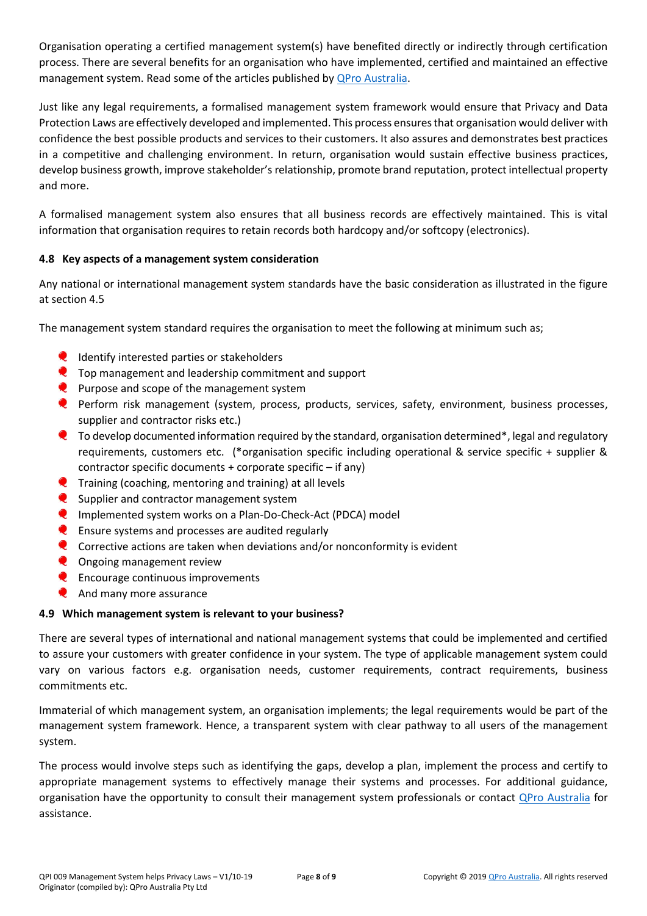Organisation operating a certified management system(s) have benefited directly or indirectly through certification process. There are several benefits for an organisation who have implemented, certified and maintained an effective management system. Read some of the articles published by QPro Australia.

Just like any legal requirements, a formalised management system framework would ensure that Privacy and Data Protection Laws are effectively developed and implemented. This process ensures that organisation would deliver with confidence the best possible products and services to their customers. It also assures and demonstrates best practices in a competitive and challenging environment. In return, organisation would sustain effective business practices, develop business growth, improve stakeholder's relationship, promote brand reputation, protect intellectual property and more.

A formalised management system also ensures that all business records are effectively maintained. This is vital information that organisation requires to retain records both hardcopy and/or softcopy (electronics).

### 4.8 Key aspects of a management system consideration

Any national or international management system standards have the basic consideration as illustrated in the figure at section 4.5

The management system standard requires the organisation to meet the following at minimum such as;

- Identify interested parties or stakeholders
- Top management and leadership commitment and support
- Purpose and scope of the management system
- Perform risk management (system, process, products, services, safety, environment, business processes, supplier and contractor risks etc.)
- To develop documented information required by the standard, organisation determined*, legal and regulatory requirements, customers etc. (*organisation specific including operational & service specific + supplier & contractor specific documents + corporate specific – if any)
- Training (coaching, mentoring and training) at all levels
- Supplier and contractor management system
- Implemented system works on a Plan-Do-Check-Act (PDCA) model
- Ensure systems and processes are audited regularly
- Corrective actions are taken when deviations and/or nonconformity is evident
- Ongoing management review
- Encourage continuous improvements
- And many more assurance

### 4.9 Which management system is relevant to your business?

There are several types of international and national management systems that could be implemented and certified to assure your customers with greater confidence in your system. The type of applicable management system could vary on various factors e.g. organisation needs, customer requirements, contract requirements, business commitments etc.

Immaterial of which management system, an organisation implements; the legal requirements would be part of the management system framework. Hence, a transparent system with clear pathway to all users of the management system.

The process would involve steps such as identifying the gaps, develop a plan, implement the process and certify to appropriate management systems to effectively manage their systems and processes. For additional guidance, organisation have the opportunity to consult their management system professionals or contact QPro Australia for assistance.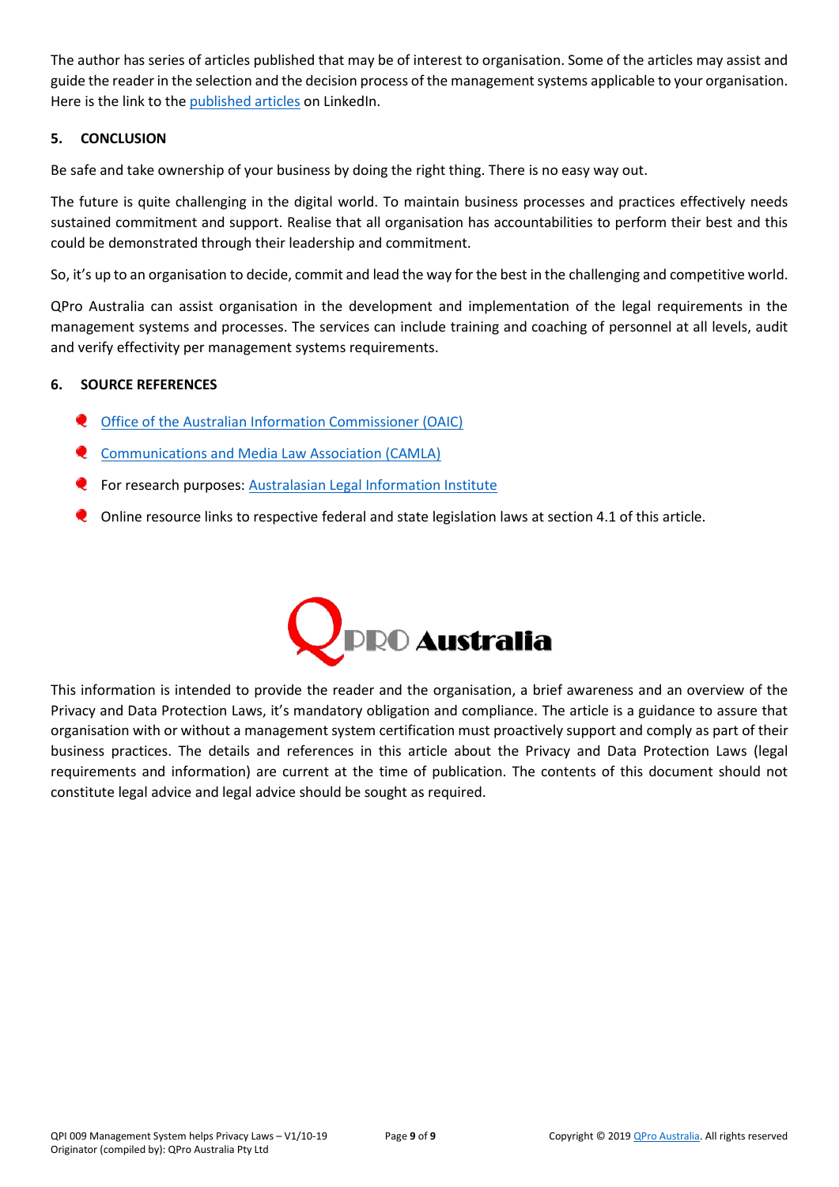The author has series of articles published that may be of interest to organisation. Some of the articles may assist and guide the reader in the selection and the decision process of the management systems applicable to your organisation. Here is the link to the published articles on LinkedIn.

## 5. CONCLUSION

Be safe and take ownership of your business by doing the right thing. There is no easy way out.

The future is quite challenging in the digital world. To maintain business processes and practices effectively needs sustained commitment and support. Realise that all organisation has accountabilities to perform their best and this could be demonstrated through their leadership and commitment.

So, it's up to an organisation to decide, commit and lead the way for the best in the challenging and competitive world.

QPro Australia can assist organisation in the development and implementation of the legal requirements in the management systems and processes. The services can include training and coaching of personnel at all levels, audit and verify effectivity per management systems requirements.

## 6. SOURCE REFERENCES

- Office of the Australian Information Commissioner (OAIC)
- Communications and Media Law Association (CAMLA)
- For research purposes: Australasian Legal Information Institute
- Online resource links to respective federal and state legislation laws at section 4.1 of this article.

QPRO Australia

This information is intended to provide the reader and the organisation, a brief awareness and an overview of the Privacy and Data Protection Laws, it's mandatory obligation and compliance. The article is a guidance to assure that organisation with or without a management system certification must proactively support and comply as part of their business practices. The details and references in this article about the Privacy and Data Protection Laws (legal requirements and information) are current at the time of publication. The contents of this document should not constitute legal advice and legal advice should be sought as required.